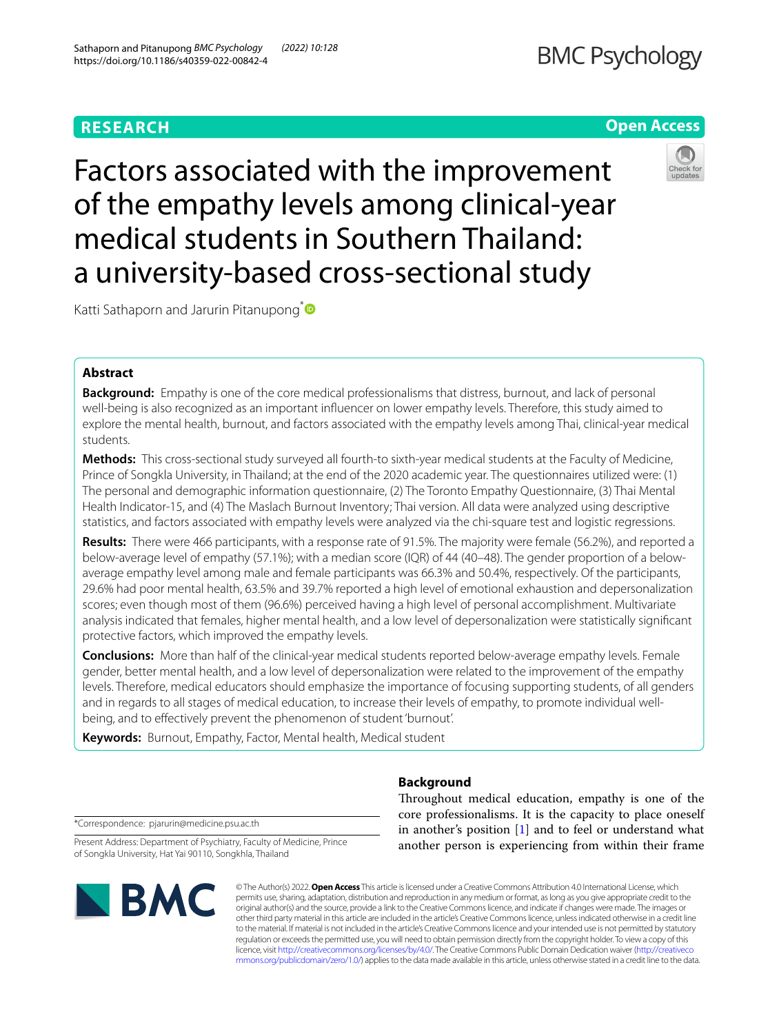RESEARCH

Open Access

# Factors associated with the improvement of the empathy levels among clinical-year medical students in Southern Thailand: a university-based cross-sectional study

Katti Sathaporn and Jarurin Pitanupong*

## Abstract

**Background:** Empathy is one of the core medical professionalisms that distress, burnout, and lack of personal well-being is also recognized as an important influencer on lower empathy levels. Therefore, this study aimed to explore the mental health, burnout, and factors associated with the empathy levels among Thai, clinical-year medical students.

**Methods:** This cross-sectional study surveyed all fourth-to sixth-year medical students at the Faculty of Medicine, Prince of Songkla University, in Thailand; at the end of the 2020 academic year. The questionnaires utilized were: (1) The personal and demographic information questionnaire, (2) The Toronto Empathy Questionnaire, (3) Thai Mental Health Indicator-15, and (4) The Maslach Burnout Inventory; Thai version. All data were analyzed using descriptive statistics, and factors associated with empathy levels were analyzed via the chi-square test and logistic regressions.

**Results:** There were 466 participants, with a response rate of 91.5%. The majority were female (56.2%), and reported a below-average level of empathy (57.1%); with a median score (IQR) of 44 (40–48). The gender proportion of a below-average empathy level among male and female participants was 66.3% and 50.4%, respectively. Of the participants, 29.6% had poor mental health, 63.5% and 39.7% reported a high level of emotional exhaustion and depersonalization scores; even though most of them (96.6%) perceived having a high level of personal accomplishment. Multivariate analysis indicated that females, higher mental health, and a low level of depersonalization were statistically significant protective factors, which improved the empathy levels.

**Conclusions:** More than half of the clinical-year medical students reported below-average empathy levels. Female gender, better mental health, and a low level of depersonalization were related to the improvement of the empathy levels. Therefore, medical educators should emphasize the importance of focusing supporting students, of all genders and in regards to all stages of medical education, to increase their levels of empathy, to promote individual well-being, and to effectively prevent the phenomenon of student 'burnout'.

**Keywords:** Burnout, Empathy, Factor, Mental health, Medical student

*Correspondence: pjarurin@medicine.psu.ac.th

Present Address: Department of Psychiatry, Faculty of Medicine, Prince of Songkla University, Hat Yai 90110, Songkhla, Thailand

## Background

Throughout medical education, empathy is one of the core professionalisms. It is the capacity to place oneself in another's position [1] and to feel or understand what another person is experiencing from within their frame

© The Author(s) 2022. **Open Access** This article is licensed under a Creative Commons Attribution 4.0 International License, which permits use, sharing, adaptation, distribution and reproduction in any medium or format, as long as you give appropriate credit to the original author(s) and the source, provide a link to the Creative Commons licence, and indicate if changes were made. The images or other third party material in this article are included in the article's Creative Commons licence, unless indicated otherwise in a credit line to the material. If material is not included in the article's Creative Commons licence and your intended use is not permitted by statutory regulation or exceeds the permitted use, you will need to obtain permission directly from the copyright holder. To view a copy of this licence, visit http://creativecommons.org/licenses/by/4.0/. The Creative Commons Public Domain Dedication waiver (http://creativecommons.org/publicdomain/zero/1.0/) applies to the data made available in this article, unless otherwise stated in a credit line to the data.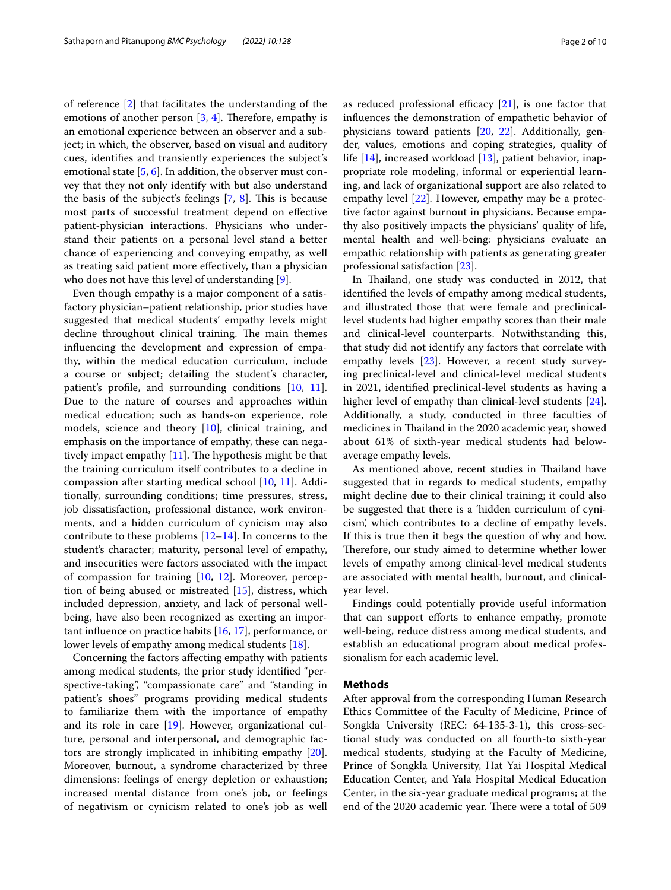of reference [2] that facilitates the understanding of the emotions of another person [3, 4]. Therefore, empathy is an emotional experience between an observer and a subject; in which, the observer, based on visual and auditory cues, identifies and transiently experiences the subject's emotional state [5, 6]. In addition, the observer must convey that they not only identify with but also understand the basis of the subject's feelings [7, 8]. This is because most parts of successful treatment depend on effective patient-physician interactions. Physicians who understand their patients on a personal level stand a better chance of experiencing and conveying empathy, as well as treating said patient more effectively, than a physician who does not have this level of understanding [9].

Even though empathy is a major component of a satisfactory physician–patient relationship, prior studies have suggested that medical students' empathy levels might decline throughout clinical training. The main themes influencing the development and expression of empathy, within the medical education curriculum, include a course or subject; detailing the student's character, patient's profile, and surrounding conditions [10, 11]. Due to the nature of courses and approaches within medical education; such as hands-on experience, role models, science and theory [10], clinical training, and emphasis on the importance of empathy, these can negatively impact empathy [11]. The hypothesis might be that the training curriculum itself contributes to a decline in compassion after starting medical school [10, 11]. Additionally, surrounding conditions; time pressures, stress, job dissatisfaction, professional distance, work environments, and a hidden curriculum of cynicism may also contribute to these problems [12–14]. In concerns to the student's character; maturity, personal level of empathy, and insecurities were factors associated with the impact of compassion for training [10, 12]. Moreover, perception of being abused or mistreated [15], distress, which included depression, anxiety, and lack of personal well-being, have also been recognized as exerting an important influence on practice habits [16, 17], performance, or lower levels of empathy among medical students [18].

Concerning the factors affecting empathy with patients among medical students, the prior study identified "perspective-taking", "compassionate care" and "standing in patient's shoes" programs providing medical students to familiarize them with the importance of empathy and its role in care [19]. However, organizational culture, personal and interpersonal, and demographic factors are strongly implicated in inhibiting empathy [20]. Moreover, burnout, a syndrome characterized by three dimensions: feelings of energy depletion or exhaustion; increased mental distance from one's job, or feelings of negativism or cynicism related to one's job as well as reduced professional efficacy [21], is one factor that influences the demonstration of empathetic behavior of physicians toward patients [20, 22]. Additionally, gender, values, emotions and coping strategies, quality of life [14], increased workload [13], patient behavior, inappropriate role modeling, informal or experiential learning, and lack of organizational support are also related to empathy level [22]. However, empathy may be a protective factor against burnout in physicians. Because empathy also positively impacts the physicians' quality of life, mental health and well-being: physicians evaluate an empathic relationship with patients as generating greater professional satisfaction [23].

In Thailand, one study was conducted in 2012, that identified the levels of empathy among medical students, and illustrated those that were female and preclinical-level students had higher empathy scores than their male and clinical-level counterparts. Notwithstanding this, that study did not identify any factors that correlate with empathy levels [23]. However, a recent study surveying preclinical-level and clinical-level medical students in 2021, identified preclinical-level students as having a higher level of empathy than clinical-level students [24]. Additionally, a study, conducted in three faculties of medicines in Thailand in the 2020 academic year, showed about 61% of sixth-year medical students had below-average empathy levels.

As mentioned above, recent studies in Thailand have suggested that in regards to medical students, empathy might decline due to their clinical training; it could also be suggested that there is a 'hidden curriculum of cynicism', which contributes to a decline of empathy levels. If this is true then it begs the question of why and how. Therefore, our study aimed to determine whether lower levels of empathy among clinical-level medical students are associated with mental health, burnout, and clinical-year level.

Findings could potentially provide useful information that can support efforts to enhance empathy, promote well-being, reduce distress among medical students, and establish an educational program about medical professionalism for each academic level.

## Methods

After approval from the corresponding Human Research Ethics Committee of the Faculty of Medicine, Prince of Songkla University (REC: 64-135-3-1), this cross-sectional study was conducted on all fourth-to sixth-year medical students, studying at the Faculty of Medicine, Prince of Songkla University, Hat Yai Hospital Medical Education Center, and Yala Hospital Medical Education Center, in the six-year graduate medical programs; at the end of the 2020 academic year. There were a total of 509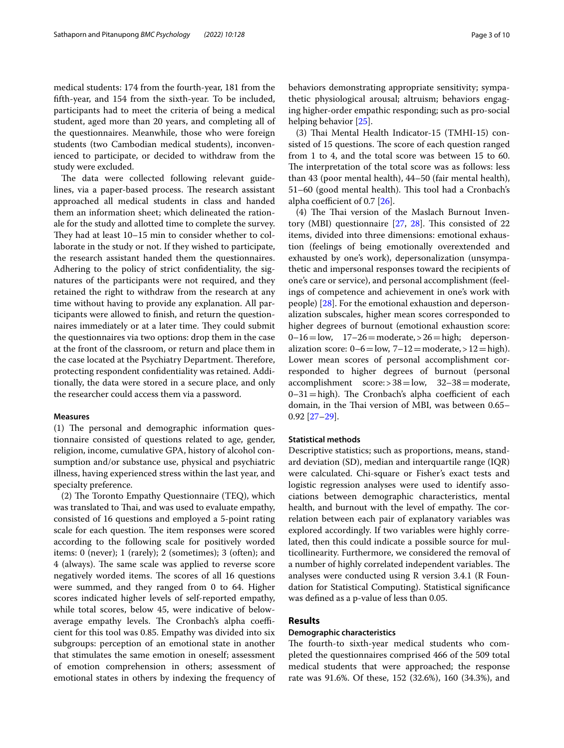medical students: 174 from the fourth-year, 181 from the fifth-year, and 154 from the sixth-year. To be included, participants had to meet the criteria of being a medical student, aged more than 20 years, and completing all of the questionnaires. Meanwhile, those who were foreign students (two Cambodian medical students), inconvenienced to participate, or decided to withdraw from the study were excluded.

The data were collected following relevant guidelines, via a paper-based process. The research assistant approached all medical students in class and handed them an information sheet; which delineated the rationale for the study and allotted time to complete the survey. They had at least 10–15 min to consider whether to collaborate in the study or not. If they wished to participate, the research assistant handed them the questionnaires. Adhering to the policy of strict confidentiality, the signatures of the participants were not required, and they retained the right to withdraw from the research at any time without having to provide any explanation. All participants were allowed to finish, and return the questionnaires immediately or at a later time. They could submit the questionnaires via two options: drop them in the case at the front of the classroom, or return and place them in the case located at the Psychiatry Department. Therefore, protecting respondent confidentiality was retained. Additionally, the data were stored in a secure place, and only the researcher could access them via a password.

### Measures

(1) The personal and demographic information questionnaire consisted of questions related to age, gender, religion, income, cumulative GPA, history of alcohol consumption and/or substance use, physical and psychiatric illness, having experienced stress within the last year, and specialty preference.

(2) The Toronto Empathy Questionnaire (TEQ), which was translated to Thai, and was used to evaluate empathy, consisted of 16 questions and employed a 5-point rating scale for each question. The item responses were scored according to the following scale for positively worded items: 0 (never); 1 (rarely); 2 (sometimes); 3 (often); and 4 (always). The same scale was applied to reverse score negatively worded items. The scores of all 16 questions were summed, and they ranged from 0 to 64. Higher scores indicated higher levels of self-reported empathy, while total scores, below 45, were indicative of below-average empathy levels. The Cronbach's alpha coefficient for this tool was 0.85. Empathy was divided into six subgroups: perception of an emotional state in another that stimulates the same emotion in oneself; assessment of emotion comprehension in others; assessment of emotional states in others by indexing the frequency of behaviors demonstrating appropriate sensitivity; sympathetic physiological arousal; altruism; behaviors engaging higher-order empathic responding; such as pro-social helping behavior [25].

(3) Thai Mental Health Indicator-15 (TMHI-15) consisted of 15 questions. The score of each question ranged from 1 to 4, and the total score was between 15 to 60. The interpretation of the total score was as follows: less than 43 (poor mental health), 44–50 (fair mental health), 51–60 (good mental health). This tool had a Cronbach's alpha coefficient of 0.7 [26].

(4) The Thai version of the Maslach Burnout Inventory (MBI) questionnaire [27, 28]. This consisted of 22 items, divided into three dimensions: emotional exhaustion (feelings of being emotionally overextended and exhausted by one's work), depersonalization (unsympathetic and impersonal responses toward the recipients of one's care or service), and personal accomplishment (feelings of competence and achievement in one's work with people) [28]. For the emotional exhaustion and depersonalization subscales, higher mean scores corresponded to higher degrees of burnout (emotional exhaustion score: 0–16 = low, 17–26 = moderate, > 26 = high; depersonalization score: 0–6 = low, 7–12 = moderate, > 12 = high). Lower mean scores of personal accomplishment corresponded to higher degrees of burnout (personal accomplishment score: > 38 = low, 32–38 = moderate, 0–31 = high). The Cronbach's alpha coefficient of each domain, in the Thai version of MBI, was between 0.65–0.92 [27–29].

### Statistical methods

Descriptive statistics; such as proportions, means, standard deviation (SD), median and interquartile range (IQR) were calculated. Chi-square or Fisher's exact tests and logistic regression analyses were used to identify associations between demographic characteristics, mental health, and burnout with the level of empathy. The correlation between each pair of explanatory variables was explored accordingly. If two variables were highly correlated, then this could indicate a possible source for multicollinearity. Furthermore, we considered the removal of a number of highly correlated independent variables. The analyses were conducted using R version 3.4.1 (R Foundation for Statistical Computing). Statistical significance was defined as a p-value of less than 0.05.

## Results

### Demographic characteristics

The fourth-to sixth-year medical students who completed the questionnaires comprised 466 of the 509 total medical students that were approached; the response rate was 91.6%. Of these, 152 (32.6%), 160 (34.3%), and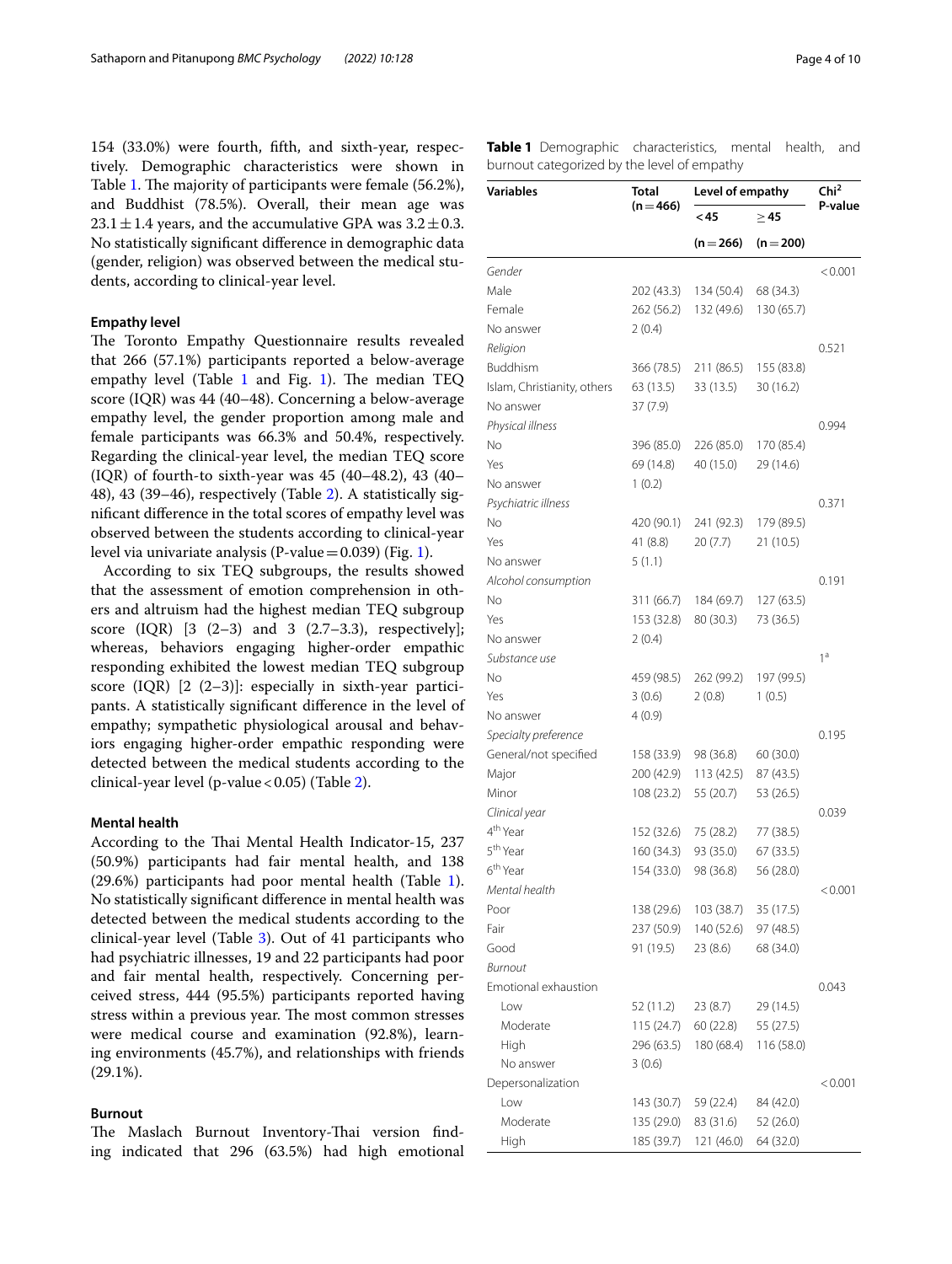154 (33.0%) were fourth, fifth, and sixth-year, respectively. Demographic characteristics were shown in Table 1. The majority of participants were female (56.2%), and Buddhist (78.5%). Overall, their mean age was $23.1 \pm 1.4$ years, and the accumulative GPA was $3.2 \pm 0.3$. No statistically significant difference in demographic data (gender, religion) was observed between the medical students, according to clinical-year level.

### Empathy level

The Toronto Empathy Questionnaire results revealed that 266 (57.1%) participants reported a below-average empathy level (Table 1 and Fig. 1). The median TEQ score (IQR) was 44 (40–48). Concerning a below-average empathy level, the gender proportion among male and female participants was 66.3% and 50.4%, respectively. Regarding the clinical-year level, the median TEQ score (IQR) of fourth-to sixth-year was 45 (40–48.2), 43 (40–48), 43 (39–46), respectively (Table 2). A statistically significant difference in the total scores of empathy level was observed between the students according to clinical-year level via univariate analysis (P-value = 0.039) (Fig. 1).

According to six TEQ subgroups, the results showed that the assessment of emotion comprehension in others and altruism had the highest median TEQ subgroup score (IQR) [3 (2–3) and 3 (2.7–3.3), respectively]; whereas, behaviors engaging higher-order empathic responding exhibited the lowest median TEQ subgroup score (IQR) [2 (2–3)]: especially in sixth-year participants. A statistically significant difference in the level of empathy; sympathetic physiological arousal and behaviors engaging higher-order empathic responding were detected between the medical students according to the clinical-year level (p-value < 0.05) (Table 2).

### Mental health

According to the Thai Mental Health Indicator-15, 237 (50.9%) participants had fair mental health, and 138 (29.6%) participants had poor mental health (Table 1). No statistically significant difference in mental health was detected between the medical students according to the clinical-year level (Table 3). Out of 41 participants who had psychiatric illnesses, 19 and 22 participants had poor and fair mental health, respectively. Concerning perceived stress, 444 (95.5%) participants reported having stress within a previous year. The most common stresses were medical course and examination (92.8%), learning environments (45.7%), and relationships with friends (29.1%).

### Burnout

The Maslach Burnout Inventory-Thai version finding indicated that 296 (63.5%) had high emotional

**Table 1** Demographic characteristics, mental health, and burnout categorized by the level of empathy

| Variables | Total (n = 466) | Level of empathy | | Chi² P-value |
|---|---|---|---|---|
| | | < 45 | ≥ 45 | |
| | | (n = 266) | (n = 200) | |
| *Gender* | | | | < 0.001 |
| Male | 202 (43.3) | 134 (50.4) | 68 (34.3) | |
| Female | 262 (56.2) | 132 (49.6) | 130 (65.7) | |
| No answer | 2 (0.4) | | | |
| *Religion* | | | | 0.521 |
| Buddhism | 366 (78.5) | 211 (86.5) | 155 (83.8) | |
| Islam, Christianity, others | 63 (13.5) | 33 (13.5) | 30 (16.2) | |
| No answer | 37 (7.9) | | | |
| *Physical illness* | | | | 0.994 |
| No | 396 (85.0) | 226 (85.0) | 170 (85.4) | |
| Yes | 69 (14.8) | 40 (15.0) | 29 (14.6) | |
| No answer | 1 (0.2) | | | |
| *Psychiatric illness* | | | | 0.371 |
| No | 420 (90.1) | 241 (92.3) | 179 (89.5) | |
| Yes | 41 (8.8) | 20 (7.7) | 21 (10.5) | |
| No answer | 5 (1.1) | | | |
| *Alcohol consumption* | | | | 0.191 |
| No | 311 (66.7) | 184 (69.7) | 127 (63.5) | |
| Yes | 153 (32.8) | 80 (30.3) | 73 (36.5) | |
| No answer | 2 (0.4) | | | |
| *Substance use* | | | | 1[a] |
| No | 459 (98.5) | 262 (99.2) | 197 (99.5) | |
| Yes | 3 (0.6) | 2 (0.8) | 1 (0.5) | |
| No answer | 4 (0.9) | | | |
| *Specialty preference* | | | | 0.195 |
| General/not specified | 158 (33.9) | 98 (36.8) | 60 (30.0) | |
| Major | 200 (42.9) | 113 (42.5) | 87 (43.5) | |
| Minor | 108 (23.2) | 55 (20.7) | 53 (26.5) | |
| *Clinical year* | | | | 0.039 |
| 4th Year | 152 (32.6) | 75 (28.2) | 77 (38.5) | |
| 5th Year | 160 (34.3) | 93 (35.0) | 67 (33.5) | |
| 6th Year | 154 (33.0) | 98 (36.8) | 56 (28.0) | |
| *Mental health* | | | | < 0.001 |
| Poor | 138 (29.6) | 103 (38.7) | 35 (17.5) | |
| Fair | 237 (50.9) | 140 (52.6) | 97 (48.5) | |
| Good | 91 (19.5) | 23 (8.6) | 68 (34.0) | |
| *Burnout* | | | | |
| Emotional exhaustion | | | | 0.043 |
| Low | 52 (11.2) | 23 (8.7) | 29 (14.5) | |
| Moderate | 115 (24.7) | 60 (22.8) | 55 (27.5) | |
| High | 296 (63.5) | 180 (68.4) | 116 (58.0) | |
| No answer | 3 (0.6) | | | |
| Depersonalization | | | | < 0.001 |
| Low | 143 (30.7) | 59 (22.4) | 84 (42.0) | |
| Moderate | 135 (29.0) | 83 (31.6) | 52 (26.0) | |
| High | 185 (39.7) | 121 (46.0) | 64 (32.0) | |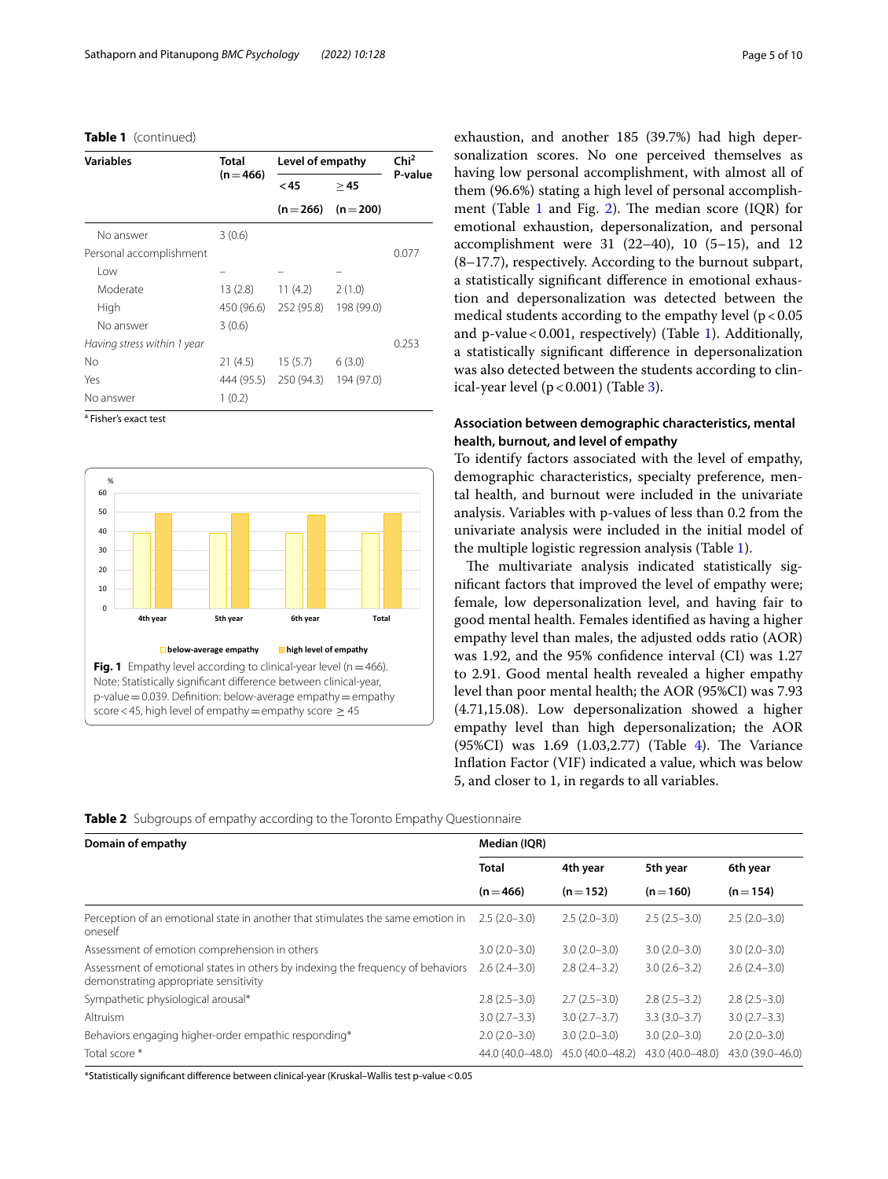**Table 1** (continued)

| Variables | Total (n = 466) | Level of empathy | | Chi[2] P-value |
|---|---|---|---|---|
| | | <45 (n = 266) | ≥45 (n = 200) | |
| No answer | 3 (0.6) | | | |
| Personal accomplishment | | | | 0.077 |
| Low | – | – | – | |
| Moderate | 13 (2.8) | 11 (4.2) | 2 (1.0) | |
| High | 450 (96.6) | 252 (95.8) | 198 (99.0) | |
| No answer | 3 (0.6) | | | |
| *Having stress within 1 year* | | | | 0.253 |
| No | 21 (4.5) | 15 (5.7) | 6 (3.0) | |
| Yes | 444 (95.5) | 250 (94.3) | 194 (97.0) | |
| No answer | 1 (0.2) | | | |

[a] Fisher's exact test

**Fig. 1** Empathy level according to clinical-year level (n = 466). Note: Statistically significant difference between clinical-year, p-value = 0.039. Definition: below-average empathy = empathy score < 45, high level of empathy = empathy score ≥ 45

exhaustion, and another 185 (39.7%) had high depersonalization scores. No one perceived themselves as having low personal accomplishment, with almost all of them (96.6%) stating a high level of personal accomplishment (Table 1 and Fig. 2). The median score (IQR) for emotional exhaustion, depersonalization, and personal accomplishment were 31 (22–40), 10 (5–15), and 12 (8–17.7), respectively. According to the burnout subpart, a statistically significant difference in emotional exhaustion and depersonalization was detected between the medical students according to the empathy level ($p < 0.05$ and p-value < 0.001, respectively) (Table 1). Additionally, a statistically significant difference in depersonalization was also detected between the students according to clinical-year level ($p < 0.001$) (Table 3).

### Association between demographic characteristics, mental health, burnout, and level of empathy

To identify factors associated with the level of empathy, demographic characteristics, specialty preference, mental health, and burnout were included in the univariate analysis. Variables with p-values of less than 0.2 from the univariate analysis were included in the initial model of the multiple logistic regression analysis (Table 1).

The multivariate analysis indicated statistically significant factors that improved the level of empathy were; female, low depersonalization level, and having fair to good mental health. Females identified as having a higher empathy level than males, the adjusted odds ratio (AOR) was 1.92, and the 95% confidence interval (CI) was 1.27 to 2.91. Good mental health revealed a higher empathy level than poor mental health; the AOR (95%CI) was 7.93 (4.71,15.08). Low depersonalization showed a higher empathy level than high depersonalization; the AOR (95%CI) was 1.69 (1.03,2.77) (Table 4). The Variance Inflation Factor (VIF) indicated a value, which was below 5, and closer to 1, in regards to all variables.

**Table 2** Subgroups of empathy according to the Toronto Empathy Questionnaire

| Domain of empathy | Median (IQR) | | | |
|---|---|---|---|---|
| | Total (n = 466) | 4th year (n = 152) | 5th year (n = 160) | 6th year (n = 154) |
| Perception of an emotional state in another that stimulates the same emotion in oneself | 2.5 (2.0–3.0) | 2.5 (2.0–3.0) | 2.5 (2.5–3.0) | 2.5 (2.0–3.0) |
| Assessment of emotion comprehension in others | 3.0 (2.0–3.0) | 3.0 (2.0–3.0) | 3.0 (2.0–3.0) | 3.0 (2.0–3.0) |
| Assessment of emotional states in others by indexing the frequency of behaviors demonstrating appropriate sensitivity | 2.6 (2.4–3.0) | 2.8 (2.4–3.2) | 3.0 (2.6–3.2) | 2.6 (2.4–3.0) |
| Sympathetic physiological arousal* | 2.8 (2.5–3.0) | 2.7 (2.5–3.0) | 2.8 (2.5–3.2) | 2.8 (2.5–3.0) |
| Altruism | 3.0 (2.7–3.3) | 3.0 (2.7–3.7) | 3.3 (3.0–3.7) | 3.0 (2.7–3.3) |
| Behaviors engaging higher-order empathic responding* | 2.0 (2.0–3.0) | 3.0 (2.0–3.0) | 3.0 (2.0–3.0) | 2.0 (2.0–3.0) |
| Total score * | 44.0 (40.0–48.0) | 45.0 (40.0–48.2) | 43.0 (40.0–48.0) | 43.0 (39.0–46.0) |

*Statistically significant difference between clinical-year (Kruskal–Wallis test p-value < 0.05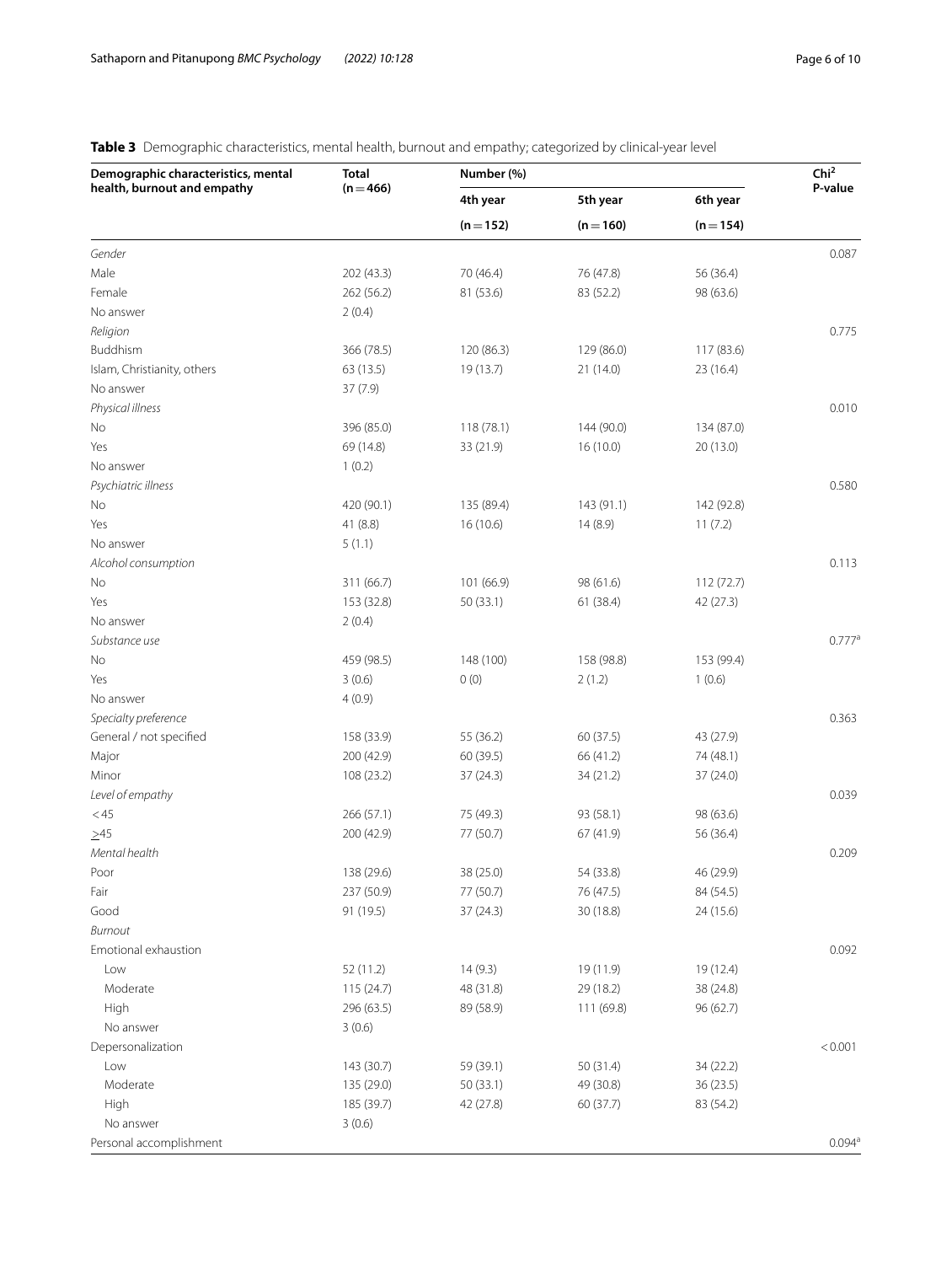**Table 3** Demographic characteristics, mental health, burnout and empathy; categorized by clinical-year level

| Demographic characteristics, mental health, burnout and empathy | Total (n = 466) | Number (%) | | | $Chi^2$ P-value |
|---|---|---|---|---|---|
| | | 4th year (n = 152) | 5th year (n = 160) | 6th year (n = 154) | |
| *Gender* | | | | | 0.087 |
| Male | 202 (43.3) | 70 (46.4) | 76 (47.8) | 56 (36.4) | |
| Female | 262 (56.2) | 81 (53.6) | 83 (52.2) | 98 (63.6) | |
| No answer | 2 (0.4) | | | | |
| *Religion* | | | | | 0.775 |
| Buddhism | 366 (78.5) | 120 (86.3) | 129 (86.0) | 117 (83.6) | |
| Islam, Christianity, others | 63 (13.5) | 19 (13.7) | 21 (14.0) | 23 (16.4) | |
| No answer | 37 (7.9) | | | | |
| *Physical illness* | | | | | 0.010 |
| No | 396 (85.0) | 118 (78.1) | 144 (90.0) | 134 (87.0) | |
| Yes | 69 (14.8) | 33 (21.9) | 16 (10.0) | 20 (13.0) | |
| No answer | 1 (0.2) | | | | |
| *Psychiatric illness* | | | | | 0.580 |
| No | 420 (90.1) | 135 (89.4) | 143 (91.1) | 142 (92.8) | |
| Yes | 41 (8.8) | 16 (10.6) | 14 (8.9) | 11 (7.2) | |
| No answer | 5 (1.1) | | | | |
| *Alcohol consumption* | | | | | 0.113 |
| No | 311 (66.7) | 101 (66.9) | 98 (61.6) | 112 (72.7) | |
| Yes | 153 (32.8) | 50 (33.1) | 61 (38.4) | 42 (27.3) | |
| No answer | 2 (0.4) | | | | |
| *Substance use* | | | | | 0.777[a] |
| No | 459 (98.5) | 148 (100) | 158 (98.8) | 153 (99.4) | |
| Yes | 3 (0.6) | 0 (0) | 2 (1.2) | 1 (0.6) | |
| No answer | 4 (0.9) | | | | |
| *Specialty preference* | | | | | 0.363 |
| General / not specified | 158 (33.9) | 55 (36.2) | 60 (37.5) | 43 (27.9) | |
| Major | 200 (42.9) | 60 (39.5) | 66 (41.2) | 74 (48.1) | |
| Minor | 108 (23.2) | 37 (24.3) | 34 (21.2) | 37 (24.0) | |
| *Level of empathy* | | | | | 0.039 |
| < 45 | 266 (57.1) | 75 (49.3) | 93 (58.1) | 98 (63.6) | |
| ≥45 | 200 (42.9) | 77 (50.7) | 67 (41.9) | 56 (36.4) | |
| *Mental health* | | | | | 0.209 |
| Poor | 138 (29.6) | 38 (25.0) | 54 (33.8) | 46 (29.9) | |
| Fair | 237 (50.9) | 77 (50.7) | 76 (47.5) | 84 (54.5) | |
| Good | 91 (19.5) | 37 (24.3) | 30 (18.8) | 24 (15.6) | |
| *Burnout* | | | | | |
| Emotional exhaustion | | | | | 0.092 |
| Low | 52 (11.2) | 14 (9.3) | 19 (11.9) | 19 (12.4) | |
| Moderate | 115 (24.7) | 48 (31.8) | 29 (18.2) | 38 (24.8) | |
| High | 296 (63.5) | 89 (58.9) | 111 (69.8) | 96 (62.7) | |
| No answer | 3 (0.6) | | | | |
| Depersonalization | | | | | < 0.001 |
| Low | 143 (30.7) | 59 (39.1) | 50 (31.4) | 34 (22.2) | |
| Moderate | 135 (29.0) | 50 (33.1) | 49 (30.8) | 36 (23.5) | |
| High | 185 (39.7) | 42 (27.8) | 60 (37.7) | 83 (54.2) | |
| No answer | 3 (0.6) | | | | |
| Personal accomplishment | | | | | 0.094[a] |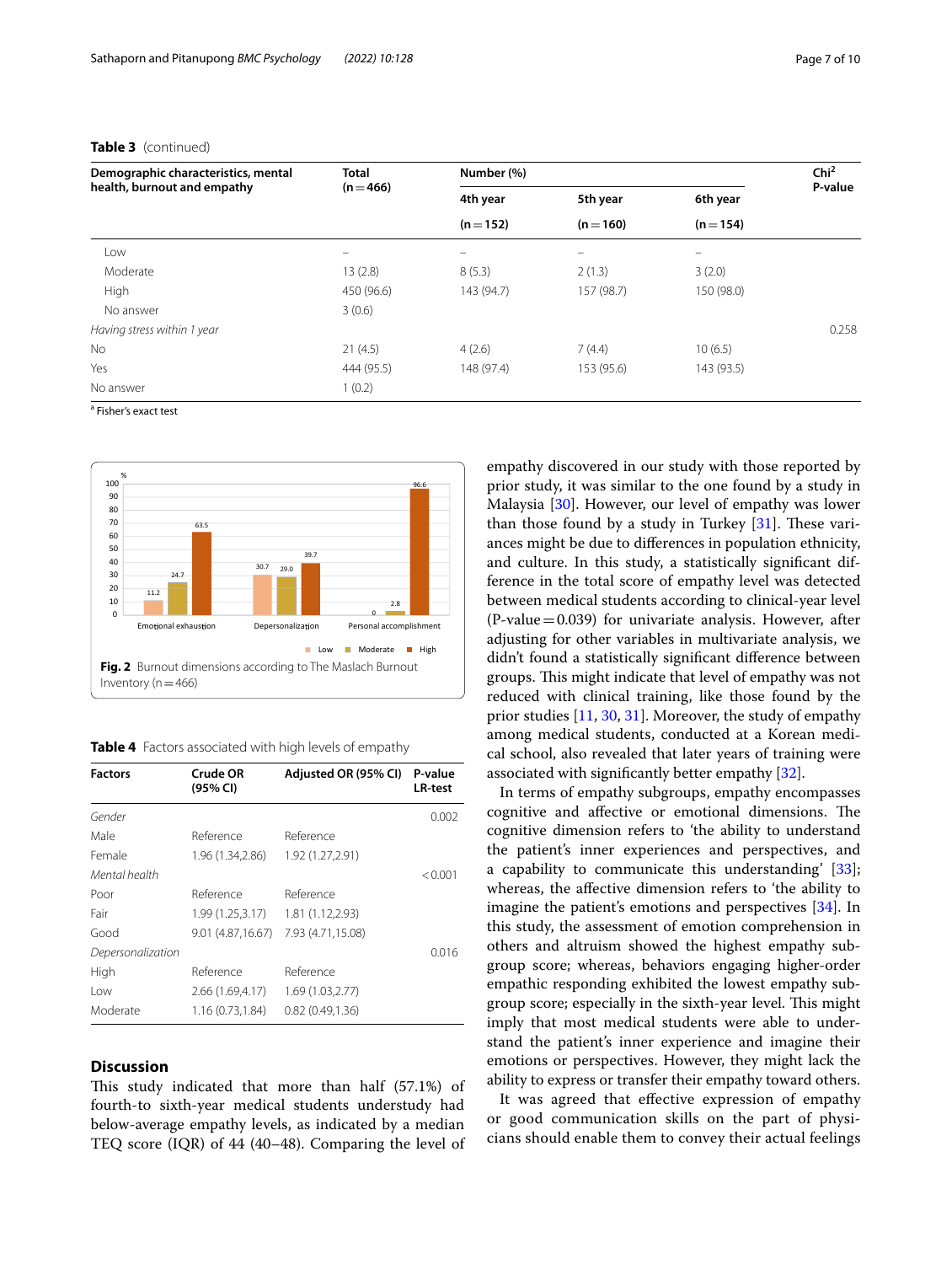**Table 3** (continued)

| Demographic characteristics, mental health, burnout and empathy | Total (n = 466) | Number (%) | | | Chi[2] P-value |
|---|---|---|---|---|---|
| | | 4th year (n = 152) | 5th year (n = 160) | 6th year (n = 154) | |
| Low | – | – | – | – | |
| Moderate | 13 (2.8) | 8 (5.3) | 2 (1.3) | 3 (2.0) | |
| High | 450 (96.6) | 143 (94.7) | 157 (98.7) | 150 (98.0) | |
| No answer | 3 (0.6) | | | | |
| *Having stress within 1 year* | | | | | 0.258 |
| No | 21 (4.5) | 4 (2.6) | 7 (4.4) | 10 (6.5) | |
| Yes | 444 (95.5) | 148 (97.4) | 153 (95.6) | 143 (93.5) | |
| No answer | 1 (0.2) | | | | |

[a] Fisher's exact test

Fig. 2 Burnout dimensions according to The Maslach Burnout Inventory (n = 466)

**Table 4** Factors associated with high levels of empathy

| Factors | Crude OR (95% CI) | Adjusted OR (95% CI) | P-value LR-test |
|---|---|---|---|
| *Gender* | | | 0.002 |
| Male | Reference | Reference | |
| Female | 1.96 (1.34,2.86) | 1.92 (1.27,2.91) | |
| *Mental health* | | | < 0.001 |
| Poor | Reference | Reference | |
| Fair | 1.99 (1.25,3.17) | 1.81 (1.12,2.93) | |
| Good | 9.01 (4.87,16.67) | 7.93 (4.71,15.08) | |
| *Depersonalization* | | | 0.016 |
| High | Reference | Reference | |
| Low | 2.66 (1.69,4.17) | 1.69 (1.03,2.77) | |
| Moderate | 1.16 (0.73,1.84) | 0.82 (0.49,1.36) | |

## Discussion

This study indicated that more than half (57.1%) of fourth-to sixth-year medical students understudy had below-average empathy levels, as indicated by a median TEQ score (IQR) of 44 (40–48). Comparing the level of empathy discovered in our study with those reported by prior study, it was similar to the one found by a study in Malaysia [30]. However, our level of empathy was lower than those found by a study in Turkey [31]. These variances might be due to differences in population ethnicity, and culture. In this study, a statistically significant difference in the total score of empathy level was detected between medical students according to clinical-year level (P-value = 0.039) for univariate analysis. However, after adjusting for other variables in multivariate analysis, we didn't found a statistically significant difference between groups. This might indicate that level of empathy was not reduced with clinical training, like those found by the prior studies [11, 30, 31]. Moreover, the study of empathy among medical students, conducted at a Korean medical school, also revealed that later years of training were associated with significantly better empathy [32].

In terms of empathy subgroups, empathy encompasses cognitive and affective or emotional dimensions. The cognitive dimension refers to 'the ability to understand the patient's inner experiences and perspectives, and a capability to communicate this understanding' [33]; whereas, the affective dimension refers to 'the ability to imagine the patient's emotions and perspectives [34]. In this study, the assessment of emotion comprehension in others and altruism showed the highest empathy subgroup score; whereas, behaviors engaging higher-order empathic responding exhibited the lowest empathy subgroup score; especially in the sixth-year level. This might imply that most medical students were able to understand the patient's inner experience and imagine their emotions or perspectives. However, they might lack the ability to express or transfer their empathy toward others.

It was agreed that effective expression of empathy or good communication skills on the part of physicians should enable them to convey their actual feelings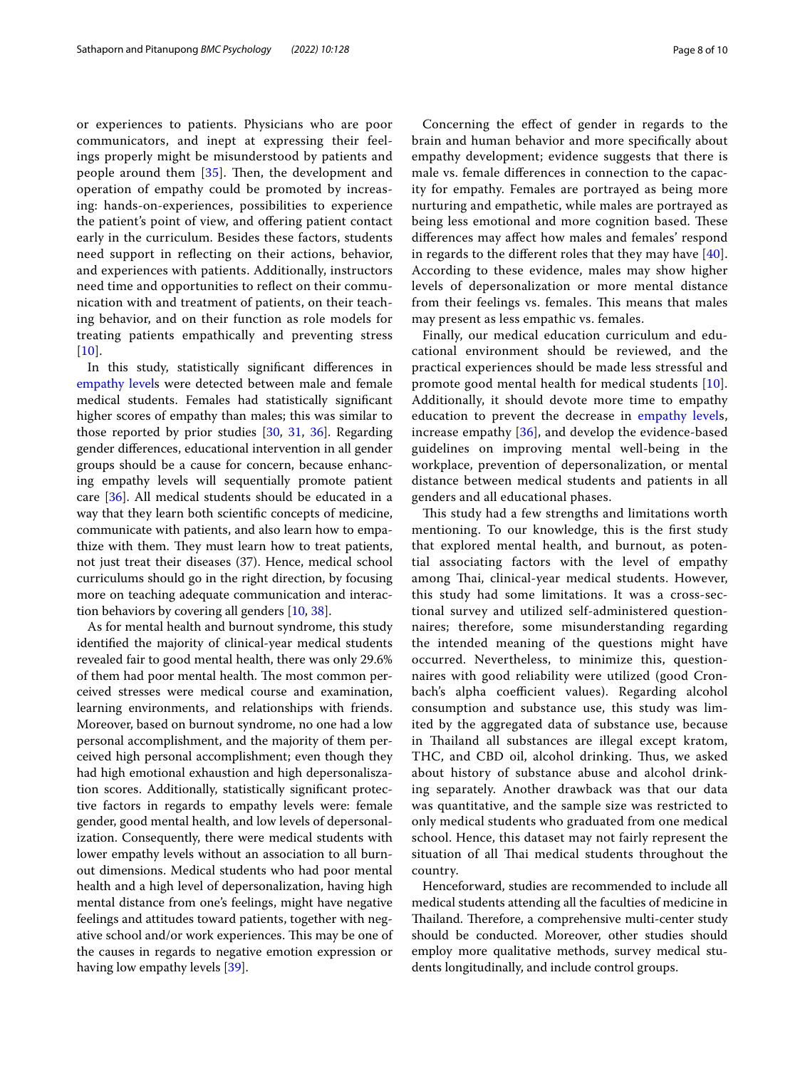or experiences to patients. Physicians who are poor communicators, and inept at expressing their feelings properly might be misunderstood by patients and people around them [35]. Then, the development and operation of empathy could be promoted by increasing: hands-on-experiences, possibilities to experience the patient's point of view, and offering patient contact early in the curriculum. Besides these factors, students need support in reflecting on their actions, behavior, and experiences with patients. Additionally, instructors need time and opportunities to reflect on their communication with and treatment of patients, on their teaching behavior, and on their function as role models for treating patients empathically and preventing stress [10].

In this study, statistically significant differences in empathy levels were detected between male and female medical students. Females had statistically significant higher scores of empathy than males; this was similar to those reported by prior studies [30, 31, 36]. Regarding gender differences, educational intervention in all gender groups should be a cause for concern, because enhancing empathy levels will sequentially promote patient care [36]. All medical students should be educated in a way that they learn both scientific concepts of medicine, communicate with patients, and also learn how to empathize with them. They must learn how to treat patients, not just treat their diseases (37). Hence, medical school curriculums should go in the right direction, by focusing more on teaching adequate communication and interaction behaviors by covering all genders [10, 38].

As for mental health and burnout syndrome, this study identified the majority of clinical-year medical students revealed fair to good mental health, there was only 29.6% of them had poor mental health. The most common perceived stresses were medical course and examination, learning environments, and relationships with friends. Moreover, based on burnout syndrome, no one had a low personal accomplishment, and the majority of them perceived high personal accomplishment; even though they had high emotional exhaustion and high depersonaliszation scores. Additionally, statistically significant protective factors in regards to empathy levels were: female gender, good mental health, and low levels of depersonalization. Consequently, there were medical students with lower empathy levels without an association to all burnout dimensions. Medical students who had poor mental health and a high level of depersonalization, having high mental distance from one's feelings, might have negative feelings and attitudes toward patients, together with negative school and/or work experiences. This may be one of the causes in regards to negative emotion expression or having low empathy levels [39].

Concerning the effect of gender in regards to the brain and human behavior and more specifically about empathy development; evidence suggests that there is male vs. female differences in connection to the capacity for empathy. Females are portrayed as being more nurturing and empathetic, while males are portrayed as being less emotional and more cognition based. These differences may affect how males and females' respond in regards to the different roles that they may have [40]. According to these evidence, males may show higher levels of depersonalization or more mental distance from their feelings vs. females. This means that males may present as less empathic vs. females.

Finally, our medical education curriculum and educational environment should be reviewed, and the practical experiences should be made less stressful and promote good mental health for medical students [10]. Additionally, it should devote more time to empathy education to prevent the decrease in empathy levels, increase empathy [36], and develop the evidence-based guidelines on improving mental well-being in the workplace, prevention of depersonalization, or mental distance between medical students and patients in all genders and all educational phases.

This study had a few strengths and limitations worth mentioning. To our knowledge, this is the first study that explored mental health, and burnout, as potential associating factors with the level of empathy among Thai, clinical-year medical students. However, this study had some limitations. It was a cross-sectional survey and utilized self-administered questionnaires; therefore, some misunderstanding regarding the intended meaning of the questions might have occurred. Nevertheless, to minimize this, questionnaires with good reliability were utilized (good Cronbach's alpha coefficient values). Regarding alcohol consumption and substance use, this study was limited by the aggregated data of substance use, because in Thailand all substances are illegal except kratom, THC, and CBD oil, alcohol drinking. Thus, we asked about history of substance abuse and alcohol drinking separately. Another drawback was that our data was quantitative, and the sample size was restricted to only medical students who graduated from one medical school. Hence, this dataset may not fairly represent the situation of all Thai medical students throughout the country.

Henceforward, studies are recommended to include all medical students attending all the faculties of medicine in Thailand. Therefore, a comprehensive multi-center study should be conducted. Moreover, other studies should employ more qualitative methods, survey medical students longitudinally, and include control groups.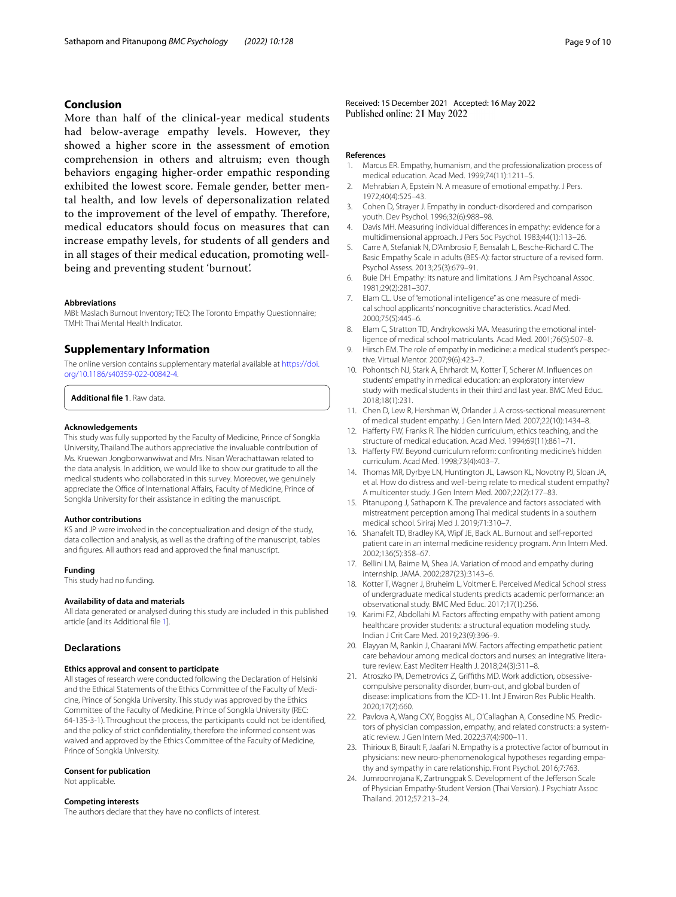## Conclusion

More than half of the clinical-year medical students had below-average empathy levels. However, they showed a higher score in the assessment of emotion comprehension in others and altruism; even though behaviors engaging higher-order empathic responding exhibited the lowest score. Female gender, better mental health, and low levels of depersonalization related to the improvement of the level of empathy. Therefore, medical educators should focus on measures that can increase empathy levels, for students of all genders and in all stages of their medical education, promoting well-being and preventing student 'burnout'.

#### Abbreviations

MBI: Maslach Burnout Inventory; TEQ: The Toronto Empathy Questionnaire; TMHI: Thai Mental Health Indicator.

## Supplementary Information

The online version contains supplementary material available at https://doi.org/10.1186/s40359-022-00842-4.

**Additional file 1**. Raw data.

#### Acknowledgements

This study was fully supported by the Faculty of Medicine, Prince of Songkla University, Thailand.The authors appreciative the invaluable contribution of Ms. Kruewan Jongborwanwiwat and Mrs. Nisan Werachattawan related to the data analysis. In addition, we would like to show our gratitude to all the medical students who collaborated in this survey. Moreover, we genuinely appreciate the Office of International Affairs, Faculty of Medicine, Prince of Songkla University for their assistance in editing the manuscript.

#### Author contributions

KS and JP were involved in the conceptualization and design of the study, data collection and analysis, as well as the drafting of the manuscript, tables and figures. All authors read and approved the final manuscript.

#### Funding

This study had no funding.

#### Availability of data and materials

All data generated or analysed during this study are included in this published article [and its Additional file 1].

### Declarations

#### Ethics approval and consent to participate

All stages of research were conducted following the Declaration of Helsinki and the Ethical Statements of the Ethics Committee of the Faculty of Medicine, Prince of Songkla University. This study was approved by the Ethics Committee of the Faculty of Medicine, Prince of Songkla University (REC: 64-135-3-1). Throughout the process, the participants could not be identified, and the policy of strict confidentiality, therefore the informed consent was waived and approved by the Ethics Committee of the Faculty of Medicine, Prince of Songkla University.

#### Consent for publication

Not applicable.

#### Competing interests

The authors declare that they have no conflicts of interest.

Received: 15 December 2021 Accepted: 16 May 2022
Published online: 21 May 2022

#### References

1. Marcus ER. Empathy, humanism, and the professionalization process of medical education. Acad Med. 1999;74(11):1211–5.
2. Mehrabian A, Epstein N. A measure of emotional empathy. J Pers. 1972;40(4):525–43.
3. Cohen D, Strayer J. Empathy in conduct-disordered and comparison youth. Dev Psychol. 1996;32(6):988–98.
4. Davis MH. Measuring individual differences in empathy: evidence for a multidimensional approach. J Pers Soc Psychol. 1983;44(1):113–26.
5. Carre A, Stefaniak N, D'Ambrosio F, Bensalah L, Besche-Richard C. The Basic Empathy Scale in adults (BES-A): factor structure of a revised form. Psychol Assess. 2013;25(3):679–91.
6. Buie DH. Empathy: its nature and limitations. J Am Psychoanal Assoc. 1981;29(2):281–307.
7. Elam CL. Use of "emotional intelligence" as one measure of medical school applicants' noncognitive characteristics. Acad Med. 2000;75(5):445–6.
8. Elam C, Stratton TD, Andrykowski MA. Measuring the emotional intelligence of medical school matriculants. Acad Med. 2001;76(5):507–8.
9. Hirsch EM. The role of empathy in medicine: a medical student's perspective. Virtual Mentor. 2007;9(6):423–7.
10. Pohontsch NJ, Stark A, Ehrhardt M, Kotter T, Scherer M. Influences on students' empathy in medical education: an exploratory interview study with medical students in their third and last year. BMC Med Educ. 2018;18(1):231.
11. Chen D, Lew R, Hershman W, Orlander J. A cross-sectional measurement of medical student empathy. J Gen Intern Med. 2007;22(10):1434–8.
12. Hafferty FW, Franks R. The hidden curriculum, ethics teaching, and the structure of medical education. Acad Med. 1994;69(11):861–71.
13. Hafferty FW. Beyond curriculum reform: confronting medicine's hidden curriculum. Acad Med. 1998;73(4):403–7.
14. Thomas MR, Dyrbye LN, Huntington JL, Lawson KL, Novotny PJ, Sloan JA, et al. How do distress and well-being relate to medical student empathy? A multicenter study. J Gen Intern Med. 2007;22(2):177–83.
15. Pitanupong J, Sathaporn K. The prevalence and factors associated with mistreatment perception among Thai medical students in a southern medical school. Siriraj Med J. 2019;71:310–7.
16. Shanafelt TD, Bradley KA, Wipf JE, Back AL. Burnout and self-reported patient care in an internal medicine residency program. Ann Intern Med. 2002;136(5):358–67.
17. Bellini LM, Baime M, Shea JA. Variation of mood and empathy during internship. JAMA. 2002;287(23):3143–6.
18. Kotter T, Wagner J, Bruheim L, Voltmer E. Perceived Medical School stress of undergraduate medical students predicts academic performance: an observational study. BMC Med Educ. 2017;17(1):256.
19. Karimi FZ, Abdollahi M. Factors affecting empathy with patient among healthcare provider students: a structural equation modeling study. Indian J Crit Care Med. 2019;23(9):396–9.
20. Elayyan M, Rankin J, Chaarani MW. Factors affecting empathetic patient care behaviour among medical doctors and nurses: an integrative literature review. East Mediterr Health J. 2018;24(3):311–8.
21. Atroszko PA, Demetrovics Z, Griffiths MD. Work addiction, obsessive-compulsive personality disorder, burn-out, and global burden of disease: implications from the ICD-11. Int J Environ Res Public Health. 2020;17(2):660.
22. Pavlova A, Wang CXY, Boggiss AL, O'Callaghan A, Consedine NS. Predictors of physician compassion, empathy, and related constructs: a systematic review. J Gen Intern Med. 2022;37(4):900–11.
23. Thirioux B, Birault F, Jaafari N. Empathy is a protective factor of burnout in physicians: new neuro-phenomenological hypotheses regarding empathy and sympathy in care relationship. Front Psychol. 2016;7:763.
24. Jumroonrojana K, Zartrungpak S. Development of the Jefferson Scale of Physician Empathy-Student Version (Thai Version). J Psychiatr Assoc Thailand. 2012;57:213–24.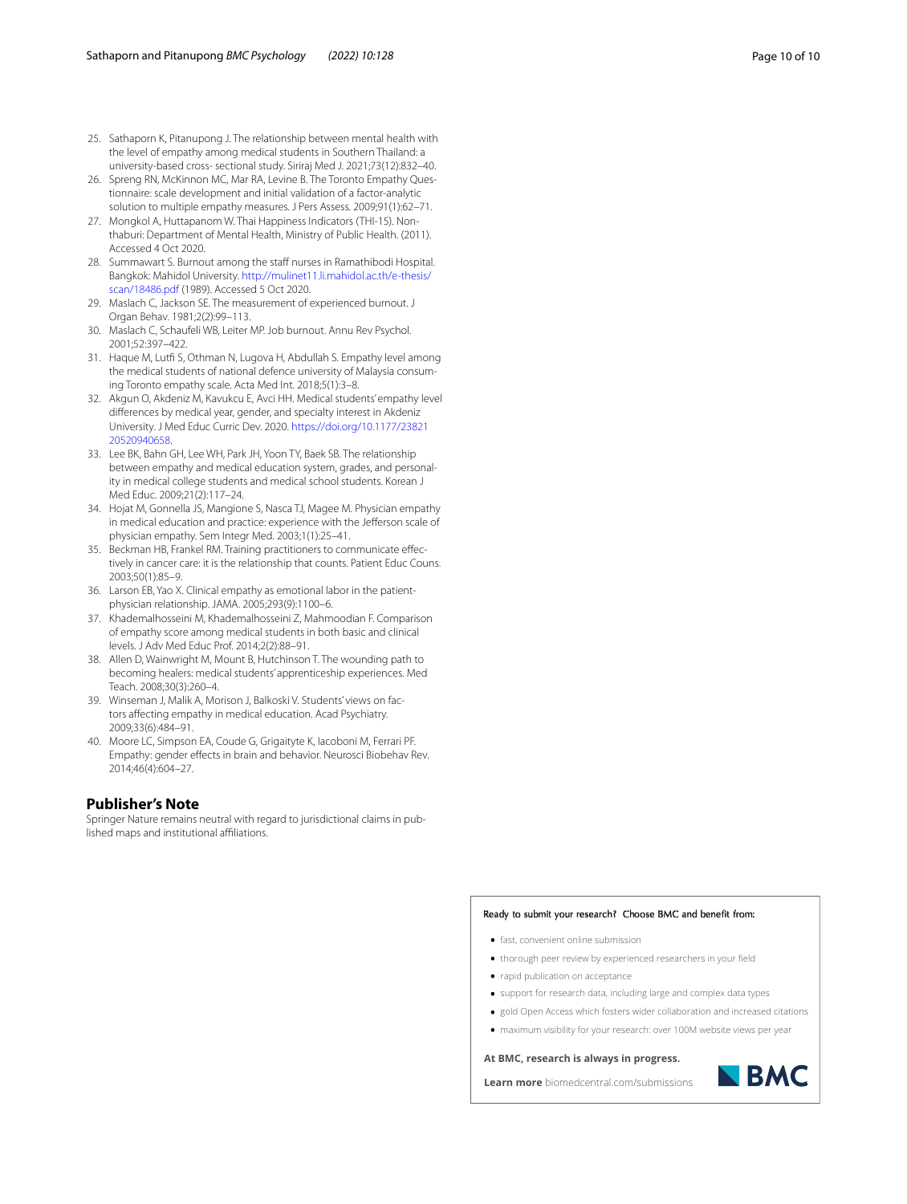25. Sathaporn K, Pitanupong J. The relationship between mental health with the level of empathy among medical students in Southern Thailand: a university-based cross- sectional study. Siriraj Med J. 2021;73(12):832–40.
26. Spreng RN, McKinnon MC, Mar RA, Levine B. The Toronto Empathy Questionnaire: scale development and initial validation of a factor-analytic solution to multiple empathy measures. J Pers Assess. 2009;91(1):62–71.
27. Mongkol A, Huttapanom W. Thai Happiness Indicators (THI-15). Nonthaburi: Department of Mental Health, Ministry of Public Health. (2011). Accessed 4 Oct 2020.
28. Summawart S. Burnout among the staff nurses in Ramathibodi Hospital. Bangkok: Mahidol University. http://mulinet11.li.mahidol.ac.th/e-thesis/scan/18486.pdf (1989). Accessed 5 Oct 2020.
29. Maslach C, Jackson SE. The measurement of experienced burnout. J Organ Behav. 1981;2(2):99–113.
30. Maslach C, Schaufeli WB, Leiter MP. Job burnout. Annu Rev Psychol. 2001;52:397–422.
31. Haque M, Lutfi S, Othman N, Lugova H, Abdullah S. Empathy level among the medical students of national defence university of Malaysia consuming Toronto empathy scale. Acta Med Int. 2018;5(1):3–8.
32. Akgun O, Akdeniz M, Kavukcu E, Avci HH. Medical students' empathy level differences by medical year, gender, and specialty interest in Akdeniz University. J Med Educ Curric Dev. 2020. https://doi.org/10.1177/2382120520940658.
33. Lee BK, Bahn GH, Lee WH, Park JH, Yoon TY, Baek SB. The relationship between empathy and medical education system, grades, and personality in medical college students and medical school students. Korean J Med Educ. 2009;21(2):117–24.
34. Hojat M, Gonnella JS, Mangione S, Nasca TJ, Magee M. Physician empathy in medical education and practice: experience with the Jefferson scale of physician empathy. Sem Integr Med. 2003;1(1):25–41.
35. Beckman HB, Frankel RM. Training practitioners to communicate effectively in cancer care: it is the relationship that counts. Patient Educ Couns. 2003;50(1):85–9.
36. Larson EB, Yao X. Clinical empathy as emotional labor in the patient-physician relationship. JAMA. 2005;293(9):1100–6.
37. Khademalhosseini M, Khademalhosseini Z, Mahmoodian F. Comparison of empathy score among medical students in both basic and clinical levels. J Adv Med Educ Prof. 2014;2(2):88–91.
38. Allen D, Wainwright M, Mount B, Hutchinson T. The wounding path to becoming healers: medical students' apprenticeship experiences. Med Teach. 2008;30(3):260–4.
39. Winseman J, Malik A, Morison J, Balkoski V. Students' views on factors affecting empathy in medical education. Acad Psychiatry. 2009;33(6):484–91.
40. Moore LC, Simpson EA, Coude G, Grigaityte K, Iacoboni M, Ferrari PF. Empathy: gender effects in brain and behavior. Neurosci Biobehav Rev. 2014;46(4):604–27.

## Publisher's Note

Springer Nature remains neutral with regard to jurisdictional claims in published maps and institutional affiliations.

Ready to submit your research? Choose BMC and benefit from:

- fast, convenient online submission
- thorough peer review by experienced researchers in your field
- rapid publication on acceptance
- support for research data, including large and complex data types
- gold Open Access which fosters wider collaboration and increased citations
- maximum visibility for your research: over 100M website views per year

**At BMC, research is always in progress.**

**Learn more** biomedcentral.com/submissions

BMC